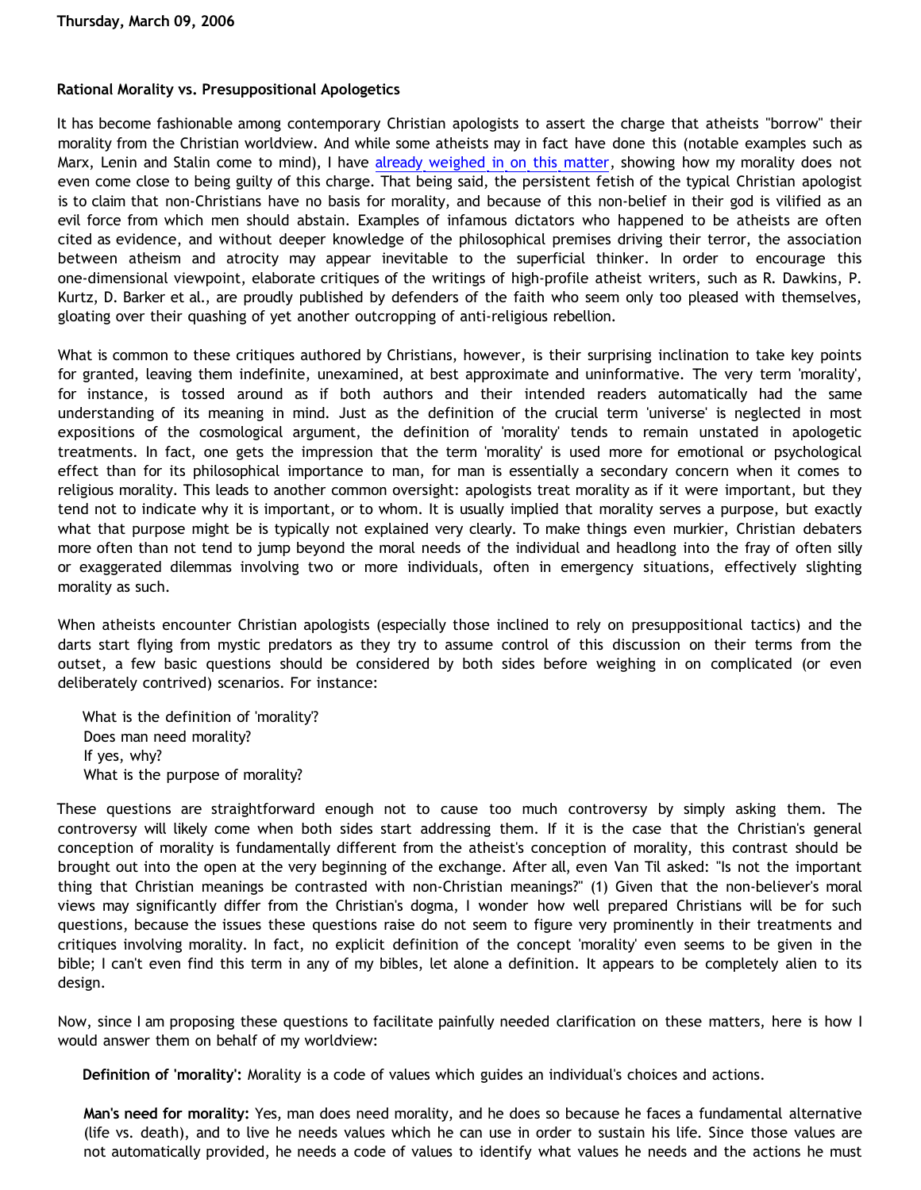Thursday, March 09, 2006

## Rational Morality vs. Presuppositional Apologetics

It has become fashionable among contemporary Christian apologists to assert the charge that atheists "borrow" their morality from the Christian worldview. And while some atheists may in fact have done this (notable examples such as Marx, Lenin and Stalin come to mind), I have already weighed in on this matter, showing how my morality does not even come close to being guilty of this charge. That being said, the persistent fetish of the typical Christian apologist is to claim that non-Christians have no basis for morality, and because of this non-belief in their god is vilified as an evil force from which men should abstain. Examples of infamous dictators who happened to be atheists are often cited as evidence, and without deeper knowledge of the philosophical premises driving their terror, the association between atheism and atrocity may appear inevitable to the superficial thinker. In order to encourage this one-dimensional viewpoint, elaborate critiques of the writings of high-profile atheist writers, such as R. Dawkins, P. Kurtz, D. Barker et al., are proudly published by defenders of the faith who seem only too pleased with themselves, gloating over their quashing of yet another outcropping of anti-religious rebellion.

What is common to these critiques authored by Christians, however, is their surprising inclination to take key points for granted, leaving them indefinite, unexamined, at best approximate and uninformative. The very term 'morality', for instance, is tossed around as if both authors and their intended readers automatically had the same understanding of its meaning in mind. Just as the definition of the crucial term 'universe' is neglected in most expositions of the cosmological argument, the definition of 'morality' tends to remain unstated in apologetic treatments. In fact, one gets the impression that the term 'morality' is used more for emotional or psychological effect than for its philosophical importance to man, for man is essentially a secondary concern when it comes to religious morality. This leads to another common oversight: apologists treat morality as if it were important, but they tend not to indicate why it is important, or to whom. It is usually implied that morality serves a purpose, but exactly what that purpose might be is typically not explained very clearly. To make things even murkier, Christian debaters more often than not tend to jump beyond the moral needs of the individual and headlong into the fray of often silly or exaggerated dilemmas involving two or more individuals, often in emergency situations, effectively slighting morality as such.

When atheists encounter Christian apologists (especially those inclined to rely on presuppositional tactics) and the darts start flying from mystic predators as they try to assume control of this discussion on their terms from the outset, a few basic questions should be considered by both sides before weighing in on complicated (or even deliberately contrived) scenarios. For instance:

> What is the definition of 'morality'?
> Does man need morality?
> If yes, why?
> What is the purpose of morality?

These questions are straightforward enough not to cause too much controversy by simply asking them. The controversy will likely come when both sides start addressing them. If it is the case that the Christian's general conception of morality is fundamentally different from the atheist's conception of morality, this contrast should be brought out into the open at the very beginning of the exchange. After all, even Van Til asked: "Is not the important thing that Christian meanings be contrasted with non-Christian meanings?" (1) Given that the non-believer's moral views may significantly differ from the Christian's dogma, I wonder how well prepared Christians will be for such questions, because the issues these questions raise do not seem to figure very prominently in their treatments and critiques involving morality. In fact, no explicit definition of the concept 'morality' even seems to be given in the bible; I can't even find this term in any of my bibles, let alone a definition. It appears to be completely alien to its design.

Now, since I am proposing these questions to facilitate painfully needed clarification on these matters, here is how I would answer them on behalf of my worldview:

> **Definition of 'morality':** Morality is a code of values which guides an individual's choices and actions.
>
> **Man's need for morality:** Yes, man does need morality, and he does so because he faces a fundamental alternative (life vs. death), and to live he needs values which he can use in order to sustain his life. Since those values are not automatically provided, he needs a code of values to identify what values he needs and the actions he must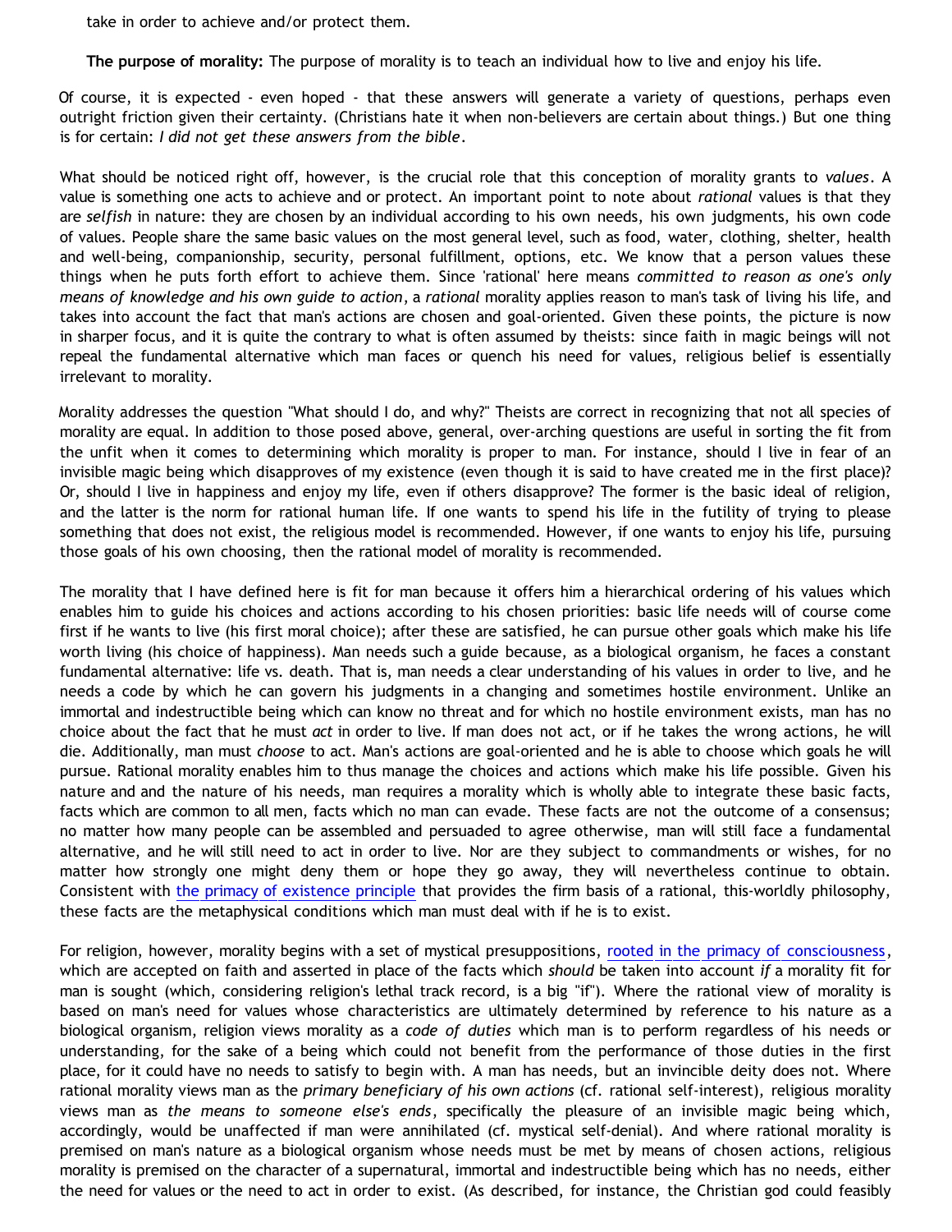take in order to achieve and/or protect them.

**The purpose of morality:** The purpose of morality is to teach an individual how to live and enjoy his life.

Of course, it is expected - even hoped - that these answers will generate a variety of questions, perhaps even outright friction given their certainty. (Christians hate it when non-believers are certain about things.) But one thing is for certain: *I did not get these answers from the bible*.

What should be noticed right off, however, is the crucial role that this conception of morality grants to *values*. A value is something one acts to achieve and or protect. An important point to note about *rational* values is that they are *selfish* in nature: they are chosen by an individual according to his own needs, his own judgments, his own code of values. People share the same basic values on the most general level, such as food, water, clothing, shelter, health and well-being, companionship, security, personal fulfillment, options, etc. We know that a person values these things when he puts forth effort to achieve them. Since 'rational' here means *committed to reason as one's only means of knowledge and his own guide to action*, a *rational* morality applies reason to man's task of living his life, and takes into account the fact that man's actions are chosen and goal-oriented. Given these points, the picture is now in sharper focus, and it is quite the contrary to what is often assumed by theists: since faith in magic beings will not repeal the fundamental alternative which man faces or quench his need for values, religious belief is essentially irrelevant to morality.

Morality addresses the question "What should I do, and why?" Theists are correct in recognizing that not all species of morality are equal. In addition to those posed above, general, over-arching questions are useful in sorting the fit from the unfit when it comes to determining which morality is proper to man. For instance, should I live in fear of an invisible magic being which disapproves of my existence (even though it is said to have created me in the first place)? Or, should I live in happiness and enjoy my life, even if others disapprove? The former is the basic ideal of religion, and the latter is the norm for rational human life. If one wants to spend his life in the futility of trying to please something that does not exist, the religious model is recommended. However, if one wants to enjoy his life, pursuing those goals of his own choosing, then the rational model of morality is recommended.

The morality that I have defined here is fit for man because it offers him a hierarchical ordering of his values which enables him to guide his choices and actions according to his chosen priorities: basic life needs will of course come first if he wants to live (his first moral choice); after these are satisfied, he can pursue other goals which make his life worth living (his choice of happiness). Man needs such a guide because, as a biological organism, he faces a constant fundamental alternative: life vs. death. That is, man needs a clear understanding of his values in order to live, and he needs a code by which he can govern his judgments in a changing and sometimes hostile environment. Unlike an immortal and indestructible being which can know no threat and for which no hostile environment exists, man has no choice about the fact that he must *act* in order to live. If man does not act, or if he takes the wrong actions, he will die. Additionally, man must *choose* to act. Man's actions are goal-oriented and he is able to choose which goals he will pursue. Rational morality enables him to thus manage the choices and actions which make his life possible. Given his nature and and the nature of his needs, man requires a morality which is wholly able to integrate these basic facts, facts which are common to all men, facts which no man can evade. These facts are not the outcome of a consensus; no matter how many people can be assembled and persuaded to agree otherwise, man will still face a fundamental alternative, and he will still need to act in order to live. Nor are they subject to commandments or wishes, for no matter how strongly one might deny them or hope they go away, they will nevertheless continue to obtain. Consistent with the primacy of existence principle that provides the firm basis of a rational, this-worldly philosophy, these facts are the metaphysical conditions which man must deal with if he is to exist.

For religion, however, morality begins with a set of mystical presuppositions, rooted in the primacy of consciousness, which are accepted on faith and asserted in place of the facts which *should* be taken into account *if* a morality fit for man is sought (which, considering religion's lethal track record, is a big "if"). Where the rational view of morality is based on man's need for values whose characteristics are ultimately determined by reference to his nature as a biological organism, religion views morality as a *code of duties* which man is to perform regardless of his needs or understanding, for the sake of a being which could not benefit from the performance of those duties in the first place, for it could have no needs to satisfy to begin with. A man has needs, but an invincible deity does not. Where rational morality views man as the *primary beneficiary of his own actions* (cf. rational self-interest), religious morality views man as *the means to someone else's ends*, specifically the pleasure of an invisible magic being which, accordingly, would be unaffected if man were annihilated (cf. mystical self-denial). And where rational morality is premised on man's nature as a biological organism whose needs must be met by means of chosen actions, religious morality is premised on the character of a supernatural, immortal and indestructible being which has no needs, either the need for values or the need to act in order to exist. (As described, for instance, the Christian god could feasibly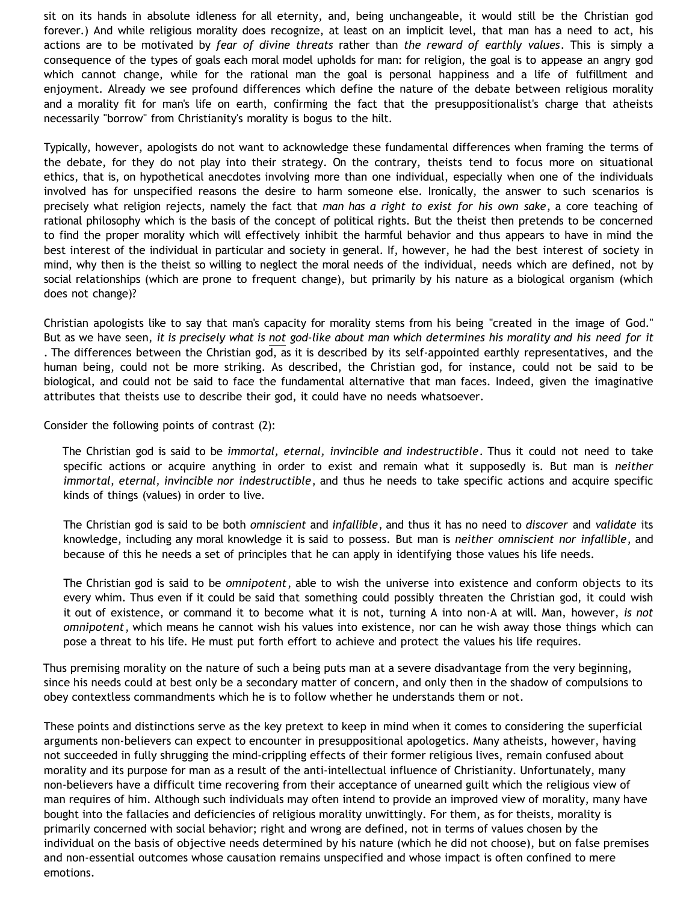sit on its hands in absolute idleness for all eternity, and, being unchangeable, it would still be the Christian god forever.) And while religious morality does recognize, at least on an implicit level, that man has a need to act, his actions are to be motivated by *fear of divine threats* rather than *the reward of earthly values*. This is simply a consequence of the types of goals each moral model upholds for man: for religion, the goal is to appease an angry god which cannot change, while for the rational man the goal is personal happiness and a life of fulfillment and enjoyment. Already we see profound differences which define the nature of the debate between religious morality and a morality fit for man's life on earth, confirming the fact that the presuppositionalist's charge that atheists necessarily "borrow" from Christianity's morality is bogus to the hilt.

Typically, however, apologists do not want to acknowledge these fundamental differences when framing the terms of the debate, for they do not play into their strategy. On the contrary, theists tend to focus more on situational ethics, that is, on hypothetical anecdotes involving more than one individual, especially when one of the individuals involved has for unspecified reasons the desire to harm someone else. Ironically, the answer to such scenarios is precisely what religion rejects, namely the fact that *man has a right to exist for his own sake*, a core teaching of rational philosophy which is the basis of the concept of political rights. But the theist then pretends to be concerned to find the proper morality which will effectively inhibit the harmful behavior and thus appears to have in mind the best interest of the individual in particular and society in general. If, however, he had the best interest of society in mind, why then is the theist so willing to neglect the moral needs of the individual, needs which are defined, not by social relationships (which are prone to frequent change), but primarily by his nature as a biological organism (which does not change)?

Christian apologists like to say that man's capacity for morality stems from his being "created in the image of God." But as we have seen, *it is precisely what is not god-like about man which determines his morality and his need for it*. The differences between the Christian god, as it is described by its self-appointed earthly representatives, and the human being, could not be more striking. As described, the Christian god, for instance, could not be said to be biological, and could not be said to face the fundamental alternative that man faces. Indeed, given the imaginative attributes that theists use to describe their god, it could have no needs whatsoever.

Consider the following points of contrast (2):

> The Christian god is said to be *immortal, eternal, invincible and indestructible*. Thus it could not need to take specific actions or acquire anything in order to exist and remain what it supposedly is. But man is *neither immortal, eternal, invincible nor indestructible*, and thus he needs to take specific actions and acquire specific kinds of things (values) in order to live.
>
> The Christian god is said to be both *omniscient* and *infallible*, and thus it has no need to *discover* and *validate* its knowledge, including any moral knowledge it is said to possess. But man is *neither omniscient nor infallible*, and because of this he needs a set of principles that he can apply in identifying those values his life needs.
>
> The Christian god is said to be *omnipotent*, able to wish the universe into existence and conform objects to its every whim. Thus even if it could be said that something could possibly threaten the Christian god, it could wish it out of existence, or command it to become what it is not, turning A into non-A at will. Man, however, *is not omnipotent*, which means he cannot wish his values into existence, nor can he wish away those things which can pose a threat to his life. He must put forth effort to achieve and protect the values his life requires.

Thus premising morality on the nature of such a being puts man at a severe disadvantage from the very beginning, since his needs could at best only be a secondary matter of concern, and only then in the shadow of compulsions to obey contextless commandments which he is to follow whether he understands them or not.

These points and distinctions serve as the key pretext to keep in mind when it comes to considering the superficial arguments non-believers can expect to encounter in presuppositional apologetics. Many atheists, however, having not succeeded in fully shrugging the mind-crippling effects of their former religious lives, remain confused about morality and its purpose for man as a result of the anti-intellectual influence of Christianity. Unfortunately, many non-believers have a difficult time recovering from their acceptance of unearned guilt which the religious view of man requires of him. Although such individuals may often intend to provide an improved view of morality, many have bought into the fallacies and deficiencies of religious morality unwittingly. For them, as for theists, morality is primarily concerned with social behavior; right and wrong are defined, not in terms of values chosen by the individual on the basis of objective needs determined by his nature (which he did not choose), but on false premises and non-essential outcomes whose causation remains unspecified and whose impact is often confined to mere emotions.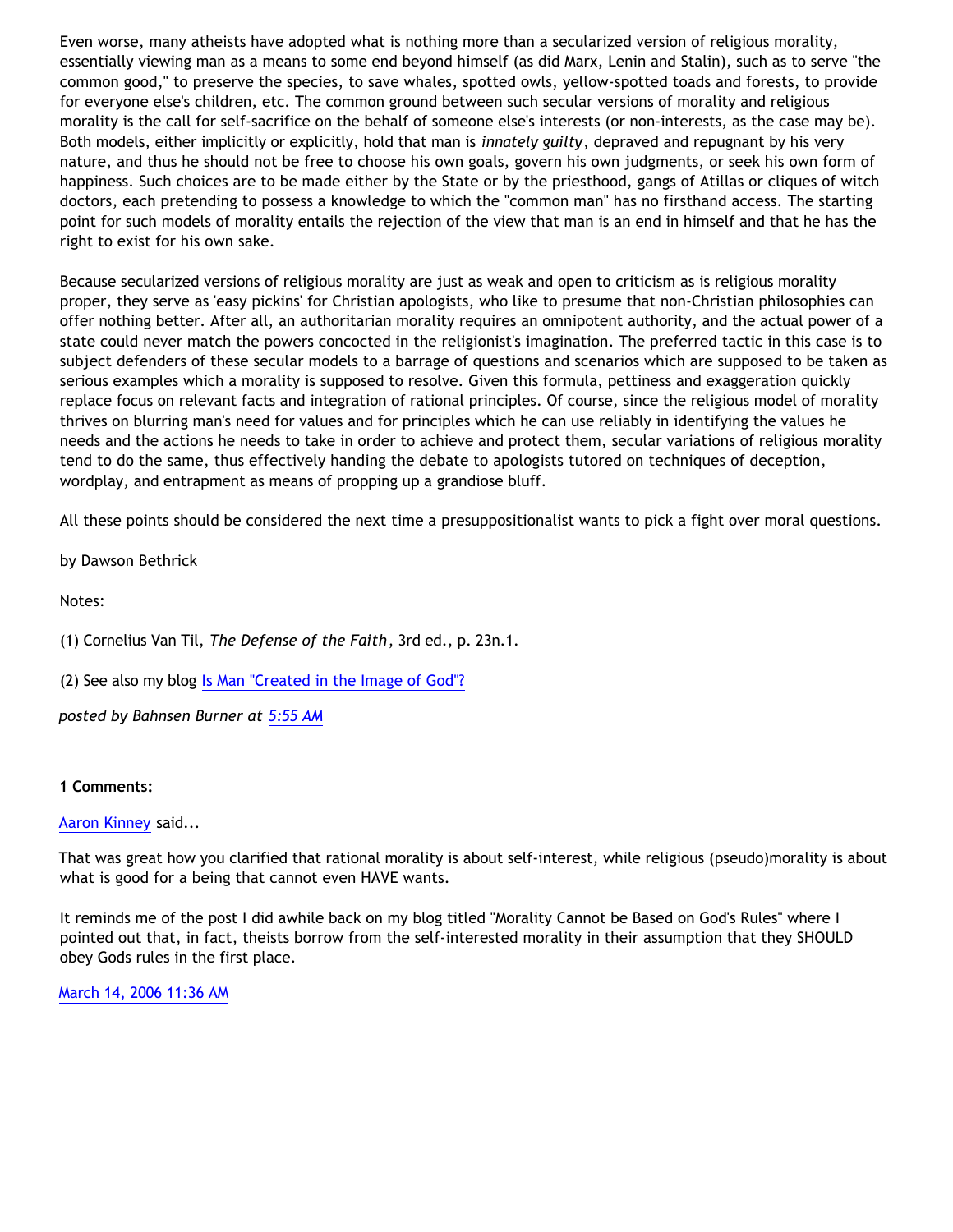Even worse, many atheists have adopted what is nothing more than a secularized version of religious morality, essentially viewing man as a means to some end beyond himself (as did Marx, Lenin and Stalin), such as to serve "the common good," to preserve the species, to save whales, spotted owls, yellow-spotted toads and forests, to provide for everyone else's children, etc. The common ground between such secular versions of morality and religious morality is the call for self-sacrifice on the behalf of someone else's interests (or non-interests, as the case may be). Both models, either implicitly or explicitly, hold that man is *innately guilty*, depraved and repugnant by his very nature, and thus he should not be free to choose his own goals, govern his own judgments, or seek his own form of happiness. Such choices are to be made either by the State or by the priesthood, gangs of Atillas or cliques of witch doctors, each pretending to possess a knowledge to which the "common man" has no firsthand access. The starting point for such models of morality entails the rejection of the view that man is an end in himself and that he has the right to exist for his own sake.

Because secularized versions of religious morality are just as weak and open to criticism as is religious morality proper, they serve as 'easy pickins' for Christian apologists, who like to presume that non-Christian philosophies can offer nothing better. After all, an authoritarian morality requires an omnipotent authority, and the actual power of a state could never match the powers concocted in the religionist's imagination. The preferred tactic in this case is to subject defenders of these secular models to a barrage of questions and scenarios which are supposed to be taken as serious examples which a morality is supposed to resolve. Given this formula, pettiness and exaggeration quickly replace focus on relevant facts and integration of rational principles. Of course, since the religious model of morality thrives on blurring man's need for values and for principles which he can use reliably in identifying the values he needs and the actions he needs to take in order to achieve and protect them, secular variations of religious morality tend to do the same, thus effectively handing the debate to apologists tutored on techniques of deception, wordplay, and entrapment as means of propping up a grandiose bluff.

All these points should be considered the next time a presuppositionalist wants to pick a fight over moral questions.

by Dawson Bethrick

Notes:

(1) Cornelius Van Til, *The Defense of the Faith*, 3rd ed., p. 23n.1.

(2) See also my blog Is Man "Created in the Image of God"?

*posted by Bahnsen Burner at 5:55 AM*

**1 Comments:**

Aaron Kinney said...

That was great how you clarified that rational morality is about self-interest, while religious (pseudo)morality is about what is good for a being that cannot even HAVE wants.

It reminds me of the post I did awhile back on my blog titled "Morality Cannot be Based on God's Rules" where I pointed out that, in fact, theists borrow from the self-interested morality in their assumption that they SHOULD obey Gods rules in the first place.

March 14, 2006 11:36 AM